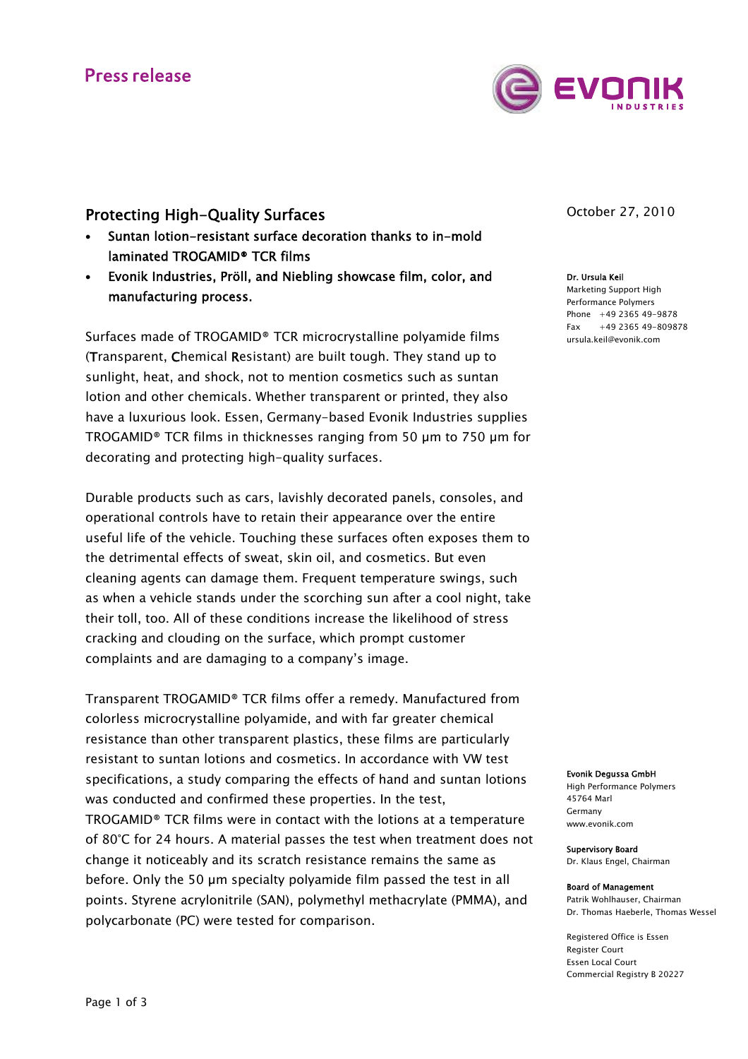# Press release

October 27, 2010

## Protecting High-Quality Surfaces

- Suntan lotion-resistant surface decoration thanks to in-mold laminated TROGAMID® TCR films
- Evonik Industries, Pröll, and Niebling showcase film, color, and manufacturing process.

Surfaces made of TROGAMID® TCR microcrystalline polyamide films (**T**ransparent, **C**hemical **R**esistant) are built tough. They stand up to sunlight, heat, and shock, not to mention cosmetics such as suntan lotion and other chemicals. Whether transparent or printed, they also have a luxurious look. Essen, Germany-based Evonik Industries supplies TROGAMID® TCR films in thicknesses ranging from 50 µm to 750 µm for decorating and protecting high-quality surfaces.

Durable products such as cars, lavishly decorated panels, consoles, and operational controls have to retain their appearance over the entire useful life of the vehicle. Touching these surfaces often exposes them to the detrimental effects of sweat, skin oil, and cosmetics. But even cleaning agents can damage them. Frequent temperature swings, such as when a vehicle stands under the scorching sun after a cool night, take their toll, too. All of these conditions increase the likelihood of stress cracking and clouding on the surface, which prompt customer complaints and are damaging to a company's image.

Transparent TROGAMID® TCR films offer a remedy. Manufactured from colorless microcrystalline polyamide, and with far greater chemical resistance than other transparent plastics, these films are particularly resistant to suntan lotions and cosmetics. In accordance with VW test specifications, a study comparing the effects of hand and suntan lotions was conducted and confirmed these properties. In the test, TROGAMID® TCR films were in contact with the lotions at a temperature of 80°C for 24 hours. A material passes the test when treatment does not change it noticeably and its scratch resistance remains the same as before. Only the 50 µm specialty polyamide film passed the test in all points. Styrene acrylonitrile (SAN), polymethyl methacrylate (PMMA), and polycarbonate (PC) were tested for comparison.

**Dr. Ursula Keil**
Marketing Support High Performance Polymers
Phone +49 2365 49-9878
Fax +49 2365 49-809878
ursula.keil@evonik.com

**Evonik Degussa GmbH**
High Performance Polymers
45764 Marl
Germany
www.evonik.com

**Supervisory Board**
Dr. Klaus Engel, Chairman

**Board of Management**
Patrik Wohlhauser, Chairman
Dr. Thomas Haeberle, Thomas Wessel

Registered Office is Essen
Register Court
Essen Local Court
Commercial Registry B 20227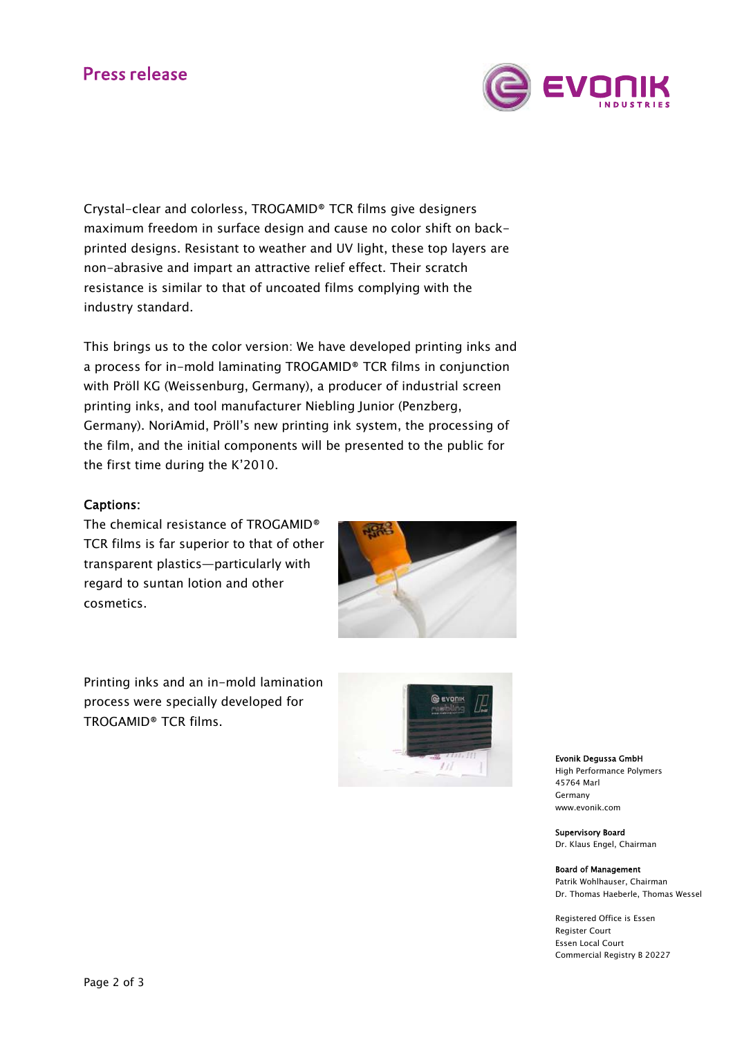Crystal-clear and colorless, TROGAMID® TCR films give designers maximum freedom in surface design and cause no color shift on back-printed designs. Resistant to weather and UV light, these top layers are non-abrasive and impart an attractive relief effect. Their scratch resistance is similar to that of uncoated films complying with the industry standard.

This brings us to the color version: We have developed printing inks and a process for in-mold laminating TROGAMID® TCR films in conjunction with Pröll KG (Weissenburg, Germany), a producer of industrial screen printing inks, and tool manufacturer Niebling Junior (Penzberg, Germany). NoriAmid, Pröll's new printing ink system, the processing of the film, and the initial components will be presented to the public for the first time during the K'2010.

**Captions:**

The chemical resistance of TROGAMID® TCR films is far superior to that of other transparent plastics—particularly with regard to suntan lotion and other cosmetics.

Printing inks and an in-mold lamination process were specially developed for TROGAMID® TCR films.

**Evonik Degussa GmbH**
High Performance Polymers
45764 Marl
Germany
www.evonik.com

**Supervisory Board**
Dr. Klaus Engel, Chairman

**Board of Management**
Patrik Wohlhauser, Chairman
Dr. Thomas Haeberle, Thomas Wessel

Registered Office is Essen
Register Court
Essen Local Court
Commercial Registry B 20227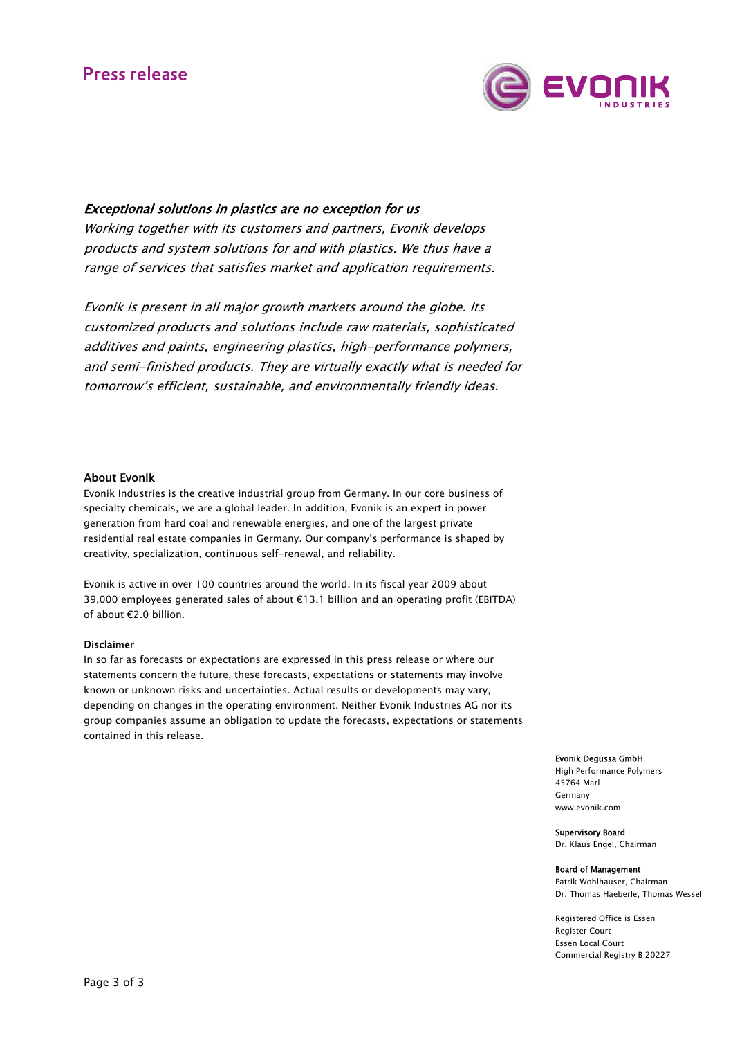### *Exceptional solutions in plastics are no exception for us*

*Working together with its customers and partners, Evonik develops products and system solutions for and with plastics. We thus have a range of services that satisfies market and application requirements.*

*Evonik is present in all major growth markets around the globe. Its customized products and solutions include raw materials, sophisticated additives and paints, engineering plastics, high-performance polymers, and semi-finished products. They are virtually exactly what is needed for tomorrow's efficient, sustainable, and environmentally friendly ideas.*

### About Evonik

Evonik Industries is the creative industrial group from Germany. In our core business of specialty chemicals, we are a global leader. In addition, Evonik is an expert in power generation from hard coal and renewable energies, and one of the largest private residential real estate companies in Germany. Our company's performance is shaped by creativity, specialization, continuous self-renewal, and reliability.

Evonik is active in over 100 countries around the world. In its fiscal year 2009 about 39,000 employees generated sales of about €13.1 billion and an operating profit (EBITDA) of about €2.0 billion.

### Disclaimer

In so far as forecasts or expectations are expressed in this press release or where our statements concern the future, these forecasts, expectations or statements may involve known or unknown risks and uncertainties. Actual results or developments may vary, depending on changes in the operating environment. Neither Evonik Industries AG nor its group companies assume an obligation to update the forecasts, expectations or statements contained in this release.

**Evonik Degussa GmbH**
High Performance Polymers
45764 Marl
Germany
www.evonik.com

**Supervisory Board**
Dr. Klaus Engel, Chairman

**Board of Management**
Patrik Wohlhauser, Chairman
Dr. Thomas Haeberle, Thomas Wessel

Registered Office is Essen
Register Court
Essen Local Court
Commercial Registry B 20227